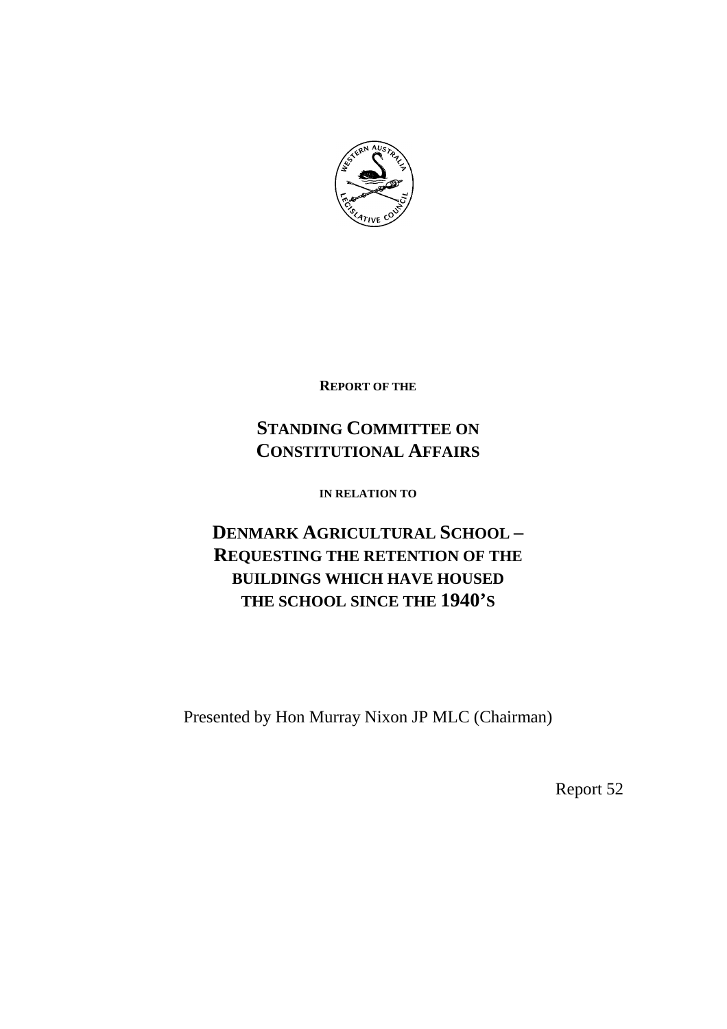**REPORT OF THE**

# STANDING COMMITTEE ON CONSTITUTIONAL AFFAIRS

**IN RELATION TO**

# DENMARK AGRICULTURAL SCHOOL – REQUESTING THE RETENTION OF THE BUILDINGS WHICH HAVE HOUSED THE SCHOOL SINCE THE 1940'S

Presented by Hon Murray Nixon JP MLC (Chairman)

Report 52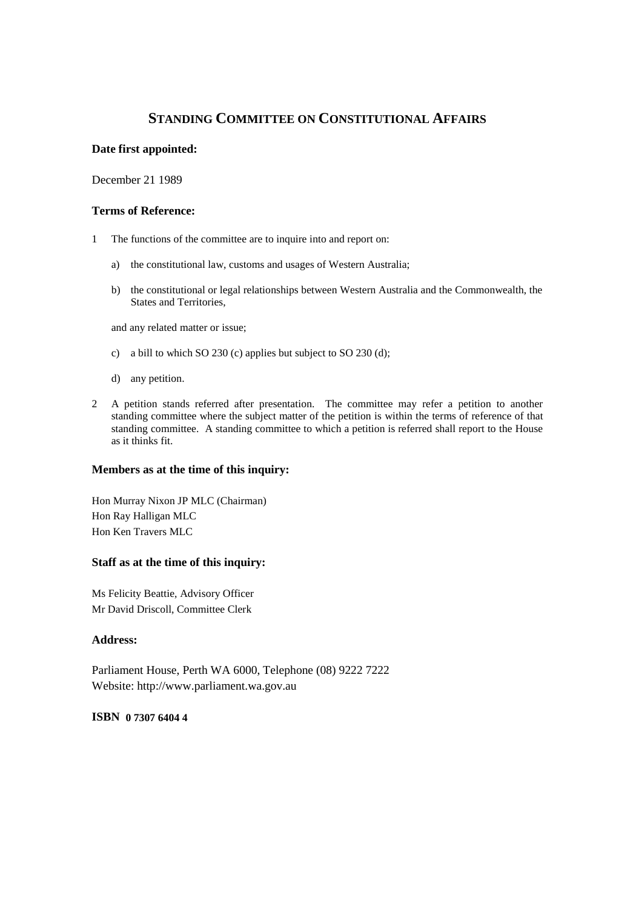# STANDING COMMITTEE ON CONSTITUTIONAL AFFAIRS

**Date first appointed:**

December 21 1989

**Terms of Reference:**

1 The functions of the committee are to inquire into and report on:

   a) the constitutional law, customs and usages of Western Australia;

   b) the constitutional or legal relationships between Western Australia and the Commonwealth, the States and Territories,

   and any related matter or issue;

   c) a bill to which SO 230 (c) applies but subject to SO 230 (d);

   d) any petition.

2 A petition stands referred after presentation. The committee may refer a petition to another standing committee where the subject matter of the petition is within the terms of reference of that standing committee. A standing committee to which a petition is referred shall report to the House as it thinks fit.

**Members as at the time of this inquiry:**

Hon Murray Nixon JP MLC (Chairman)
Hon Ray Halligan MLC
Hon Ken Travers MLC

**Staff as at the time of this inquiry:**

Ms Felicity Beattie, Advisory Officer
Mr David Driscoll, Committee Clerk

**Address:**

Parliament House, Perth WA 6000, Telephone (08) 9222 7222
Website: http://www.parliament.wa.gov.au

**ISBN 0 7307 6404 4**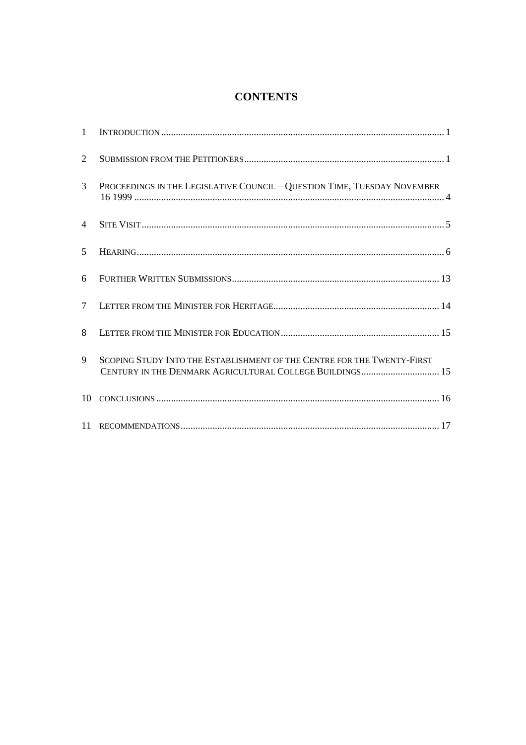# CONTENTS

1 INTRODUCTION ........................................................................................................ 1

2 SUBMISSION FROM THE PETITIONERS ........................................................................ 1

3 PROCEEDINGS IN THE LEGISLATIVE COUNCIL – QUESTION TIME, TUESDAY NOVEMBER 16 1999 ........................................................................................................ 4

4 SITE VISIT ........................................................................................................ 5

5 HEARING ........................................................................................................ 6

6 FURTHER WRITTEN SUBMISSIONS ........................................................................ 13

7 LETTER FROM THE MINISTER FOR HERITAGE ........................................................ 14

8 LETTER FROM THE MINISTER FOR EDUCATION ........................................................ 15

9 SCOPING STUDY INTO THE ESTABLISHMENT OF THE CENTRE FOR THE TWENTY-FIRST CENTURY IN THE DENMARK AGRICULTURAL COLLEGE BUILDINGS ........................ 15

10 CONCLUSIONS ........................................................................................................ 16

11 RECOMMENDATIONS ........................................................................................................ 17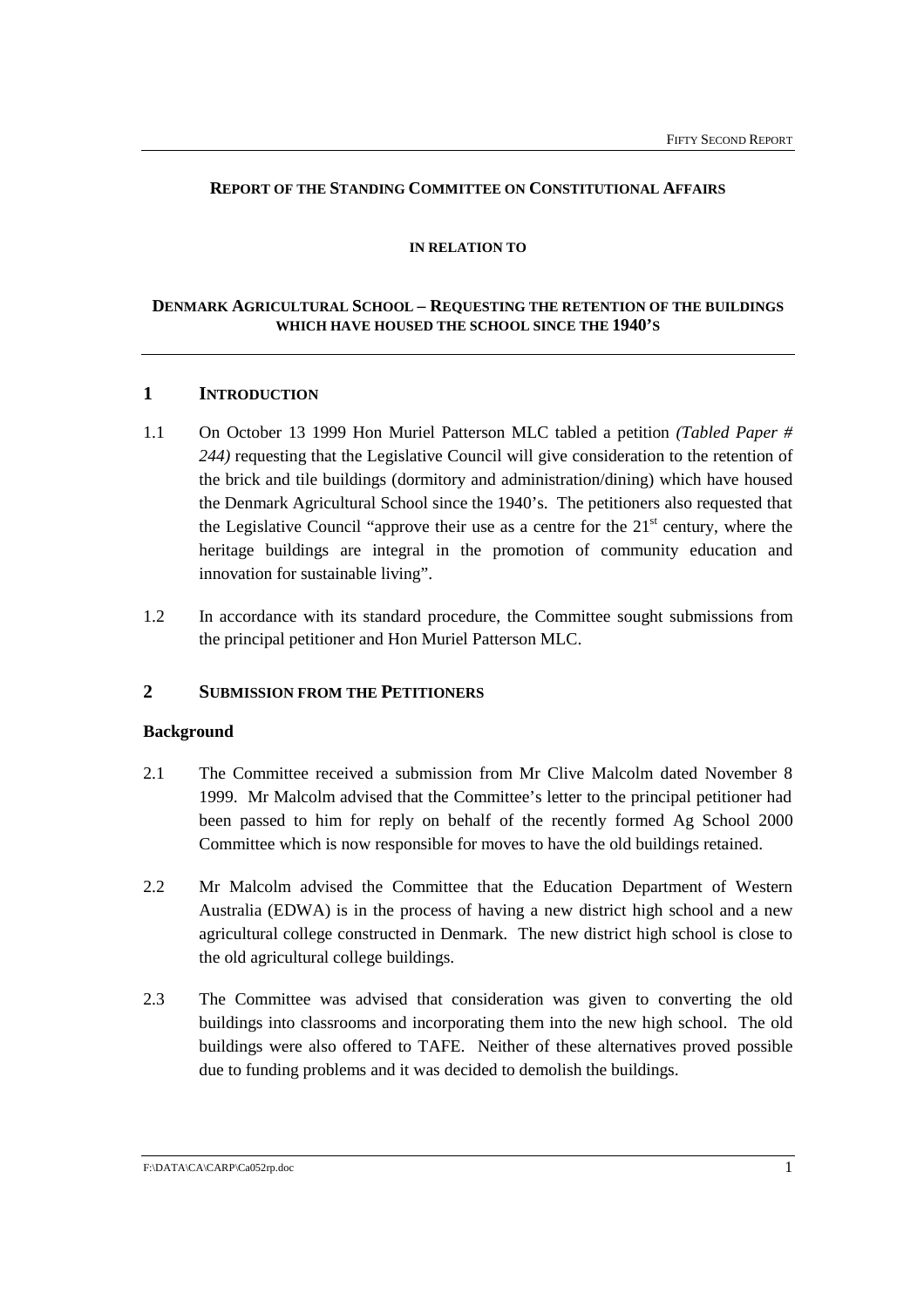**REPORT OF THE STANDING COMMITTEE ON CONSTITUTIONAL AFFAIRS**

**IN RELATION TO**

**DENMARK AGRICULTURAL SCHOOL – REQUESTING THE RETENTION OF THE BUILDINGS WHICH HAVE HOUSED THE SCHOOL SINCE THE 1940'S**

## 1 INTRODUCTION

1.1 On October 13 1999 Hon Muriel Patterson MLC tabled a petition *(Tabled Paper # 244)* requesting that the Legislative Council will give consideration to the retention of the brick and tile buildings (dormitory and administration/dining) which have housed the Denmark Agricultural School since the 1940's. The petitioners also requested that the Legislative Council "approve their use as a centre for the 21st century, where the heritage buildings are integral in the promotion of community education and innovation for sustainable living".

1.2 In accordance with its standard procedure, the Committee sought submissions from the principal petitioner and Hon Muriel Patterson MLC.

## 2 SUBMISSION FROM THE PETITIONERS

### Background

2.1 The Committee received a submission from Mr Clive Malcolm dated November 8 1999. Mr Malcolm advised that the Committee's letter to the principal petitioner had been passed to him for reply on behalf of the recently formed Ag School 2000 Committee which is now responsible for moves to have the old buildings retained.

2.2 Mr Malcolm advised the Committee that the Education Department of Western Australia (EDWA) is in the process of having a new district high school and a new agricultural college constructed in Denmark. The new district high school is close to the old agricultural college buildings.

2.3 The Committee was advised that consideration was given to converting the old buildings into classrooms and incorporating them into the new high school. The old buildings were also offered to TAFE. Neither of these alternatives proved possible due to funding problems and it was decided to demolish the buildings.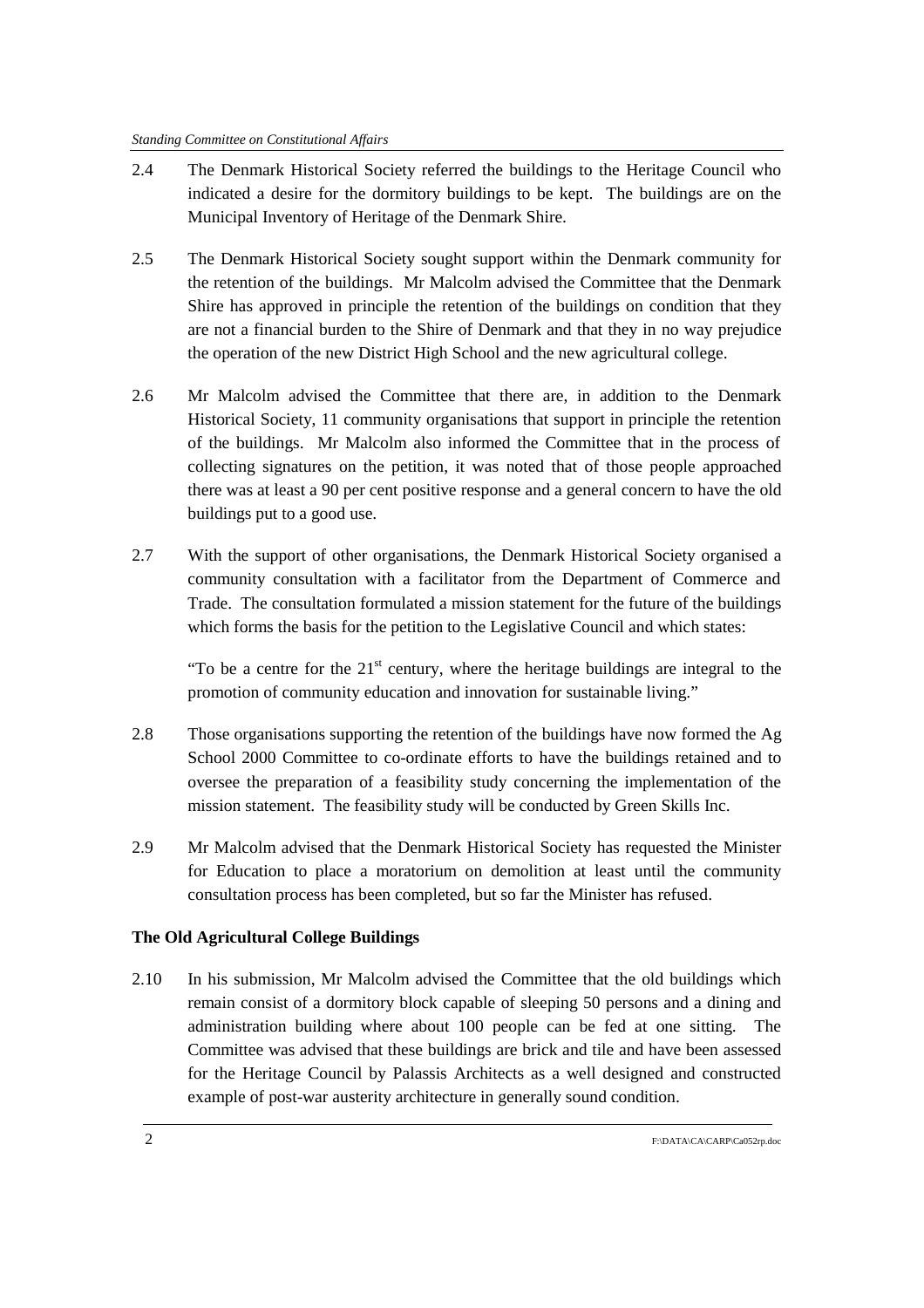2.4 The Denmark Historical Society referred the buildings to the Heritage Council who indicated a desire for the dormitory buildings to be kept. The buildings are on the Municipal Inventory of Heritage of the Denmark Shire.

2.5 The Denmark Historical Society sought support within the Denmark community for the retention of the buildings. Mr Malcolm advised the Committee that the Denmark Shire has approved in principle the retention of the buildings on condition that they are not a financial burden to the Shire of Denmark and that they in no way prejudice the operation of the new District High School and the new agricultural college.

2.6 Mr Malcolm advised the Committee that there are, in addition to the Denmark Historical Society, 11 community organisations that support in principle the retention of the buildings. Mr Malcolm also informed the Committee that in the process of collecting signatures on the petition, it was noted that of those people approached there was at least a 90 per cent positive response and a general concern to have the old buildings put to a good use.

2.7 With the support of other organisations, the Denmark Historical Society organised a community consultation with a facilitator from the Department of Commerce and Trade. The consultation formulated a mission statement for the future of the buildings which forms the basis for the petition to the Legislative Council and which states:

> "To be a centre for the 21st century, where the heritage buildings are integral to the promotion of community education and innovation for sustainable living."

2.8 Those organisations supporting the retention of the buildings have now formed the Ag School 2000 Committee to co-ordinate efforts to have the buildings retained and to oversee the preparation of a feasibility study concerning the implementation of the mission statement. The feasibility study will be conducted by Green Skills Inc.

2.9 Mr Malcolm advised that the Denmark Historical Society has requested the Minister for Education to place a moratorium on demolition at least until the community consultation process has been completed, but so far the Minister has refused.

**The Old Agricultural College Buildings**

2.10 In his submission, Mr Malcolm advised the Committee that the old buildings which remain consist of a dormitory block capable of sleeping 50 persons and a dining and administration building where about 100 people can be fed at one sitting. The Committee was advised that these buildings are brick and tile and have been assessed for the Heritage Council by Palassis Architects as a well designed and constructed example of post-war austerity architecture in generally sound condition.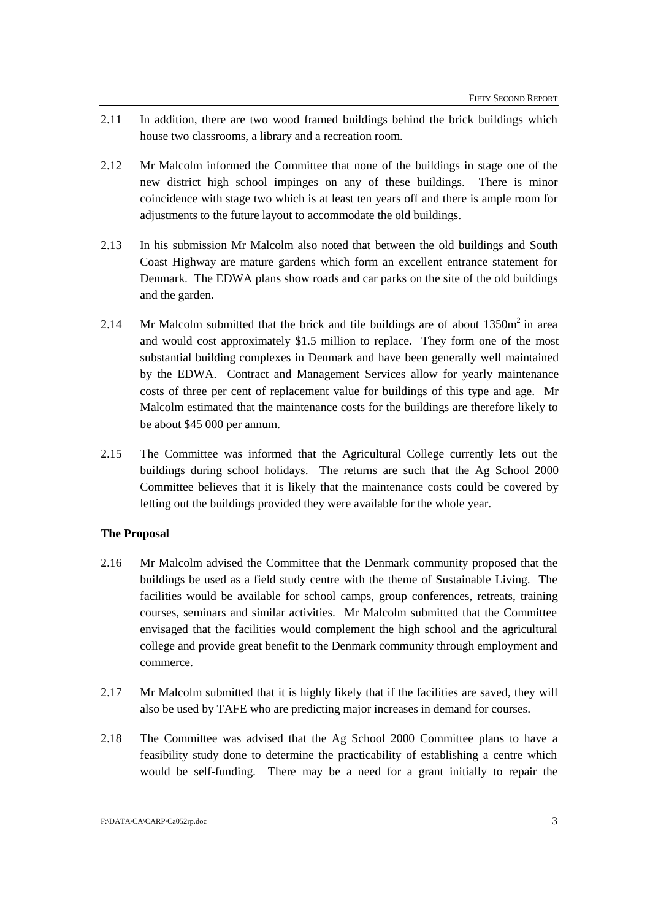2.11 In addition, there are two wood framed buildings behind the brick buildings which house two classrooms, a library and a recreation room.

2.12 Mr Malcolm informed the Committee that none of the buildings in stage one of the new district high school impinges on any of these buildings. There is minor coincidence with stage two which is at least ten years off and there is ample room for adjustments to the future layout to accommodate the old buildings.

2.13 In his submission Mr Malcolm also noted that between the old buildings and South Coast Highway are mature gardens which form an excellent entrance statement for Denmark. The EDWA plans show roads and car parks on the site of the old buildings and the garden.

2.14 Mr Malcolm submitted that the brick and tile buildings are of about 1350m$^2$ in area and would cost approximately $1.5 million to replace. They form one of the most substantial building complexes in Denmark and have been generally well maintained by the EDWA. Contract and Management Services allow for yearly maintenance costs of three per cent of replacement value for buildings of this type and age. Mr Malcolm estimated that the maintenance costs for the buildings are therefore likely to be about $45 000 per annum.

2.15 The Committee was informed that the Agricultural College currently lets out the buildings during school holidays. The returns are such that the Ag School 2000 Committee believes that it is likely that the maintenance costs could be covered by letting out the buildings provided they were available for the whole year.

**The Proposal**

2.16 Mr Malcolm advised the Committee that the Denmark community proposed that the buildings be used as a field study centre with the theme of Sustainable Living. The facilities would be available for school camps, group conferences, retreats, training courses, seminars and similar activities. Mr Malcolm submitted that the Committee envisaged that the facilities would complement the high school and the agricultural college and provide great benefit to the Denmark community through employment and commerce.

2.17 Mr Malcolm submitted that it is highly likely that if the facilities are saved, they will also be used by TAFE who are predicting major increases in demand for courses.

2.18 The Committee was advised that the Ag School 2000 Committee plans to have a feasibility study done to determine the practicability of establishing a centre which would be self-funding. There may be a need for a grant initially to repair the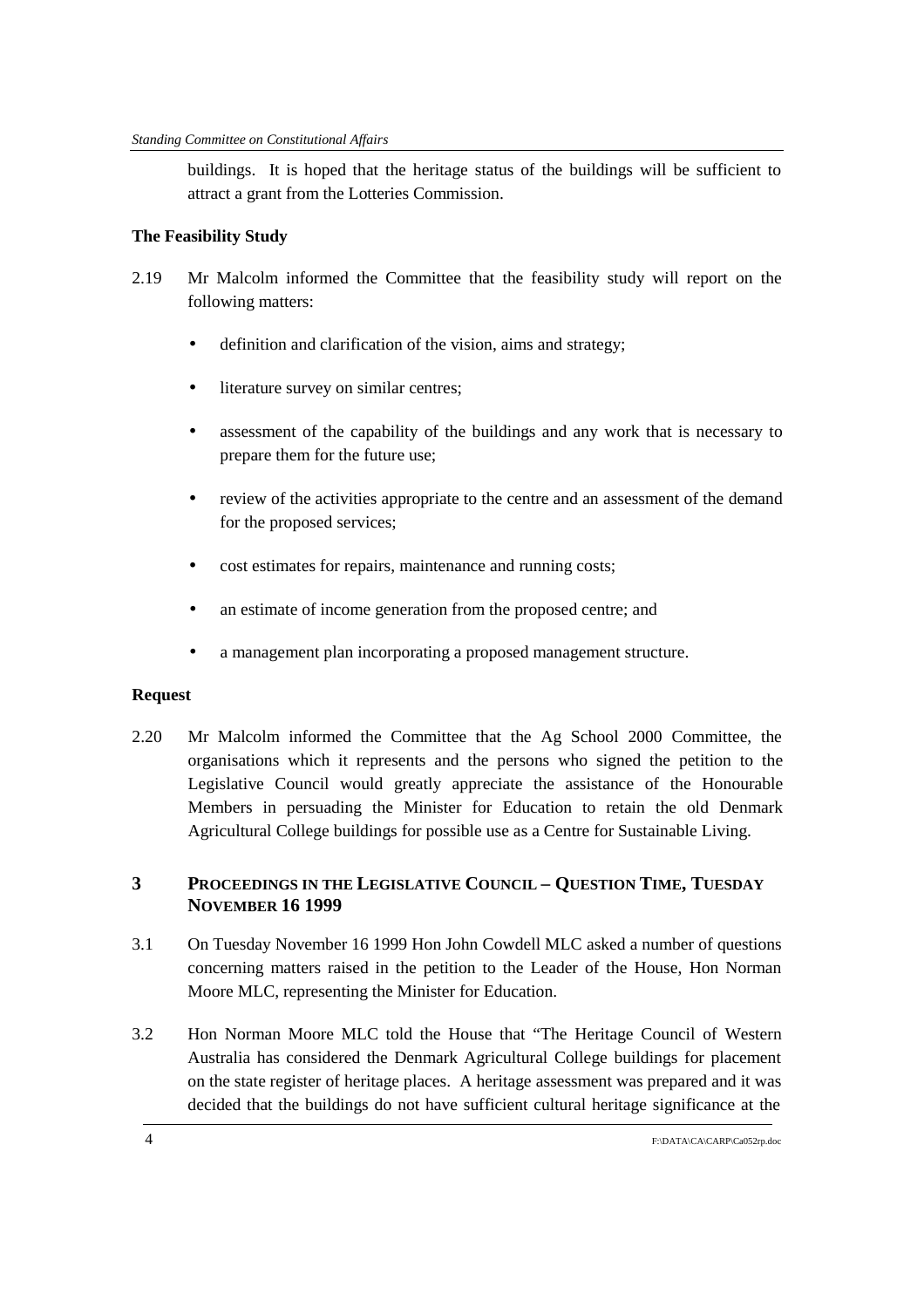buildings. It is hoped that the heritage status of the buildings will be sufficient to attract a grant from the Lotteries Commission.

**The Feasibility Study**

2.19 Mr Malcolm informed the Committee that the feasibility study will report on the following matters:

- definition and clarification of the vision, aims and strategy;
- literature survey on similar centres;
- assessment of the capability of the buildings and any work that is necessary to prepare them for the future use;
- review of the activities appropriate to the centre and an assessment of the demand for the proposed services;
- cost estimates for repairs, maintenance and running costs;
- an estimate of income generation from the proposed centre; and
- a management plan incorporating a proposed management structure.

**Request**

2.20 Mr Malcolm informed the Committee that the Ag School 2000 Committee, the organisations which it represents and the persons who signed the petition to the Legislative Council would greatly appreciate the assistance of the Honourable Members in persuading the Minister for Education to retain the old Denmark Agricultural College buildings for possible use as a Centre for Sustainable Living.

## 3 PROCEEDINGS IN THE LEGISLATIVE COUNCIL – QUESTION TIME, TUESDAY NOVEMBER 16 1999

3.1 On Tuesday November 16 1999 Hon John Cowdell MLC asked a number of questions concerning matters raised in the petition to the Leader of the House, Hon Norman Moore MLC, representing the Minister for Education.

3.2 Hon Norman Moore MLC told the House that "The Heritage Council of Western Australia has considered the Denmark Agricultural College buildings for placement on the state register of heritage places. A heritage assessment was prepared and it was decided that the buildings do not have sufficient cultural heritage significance at the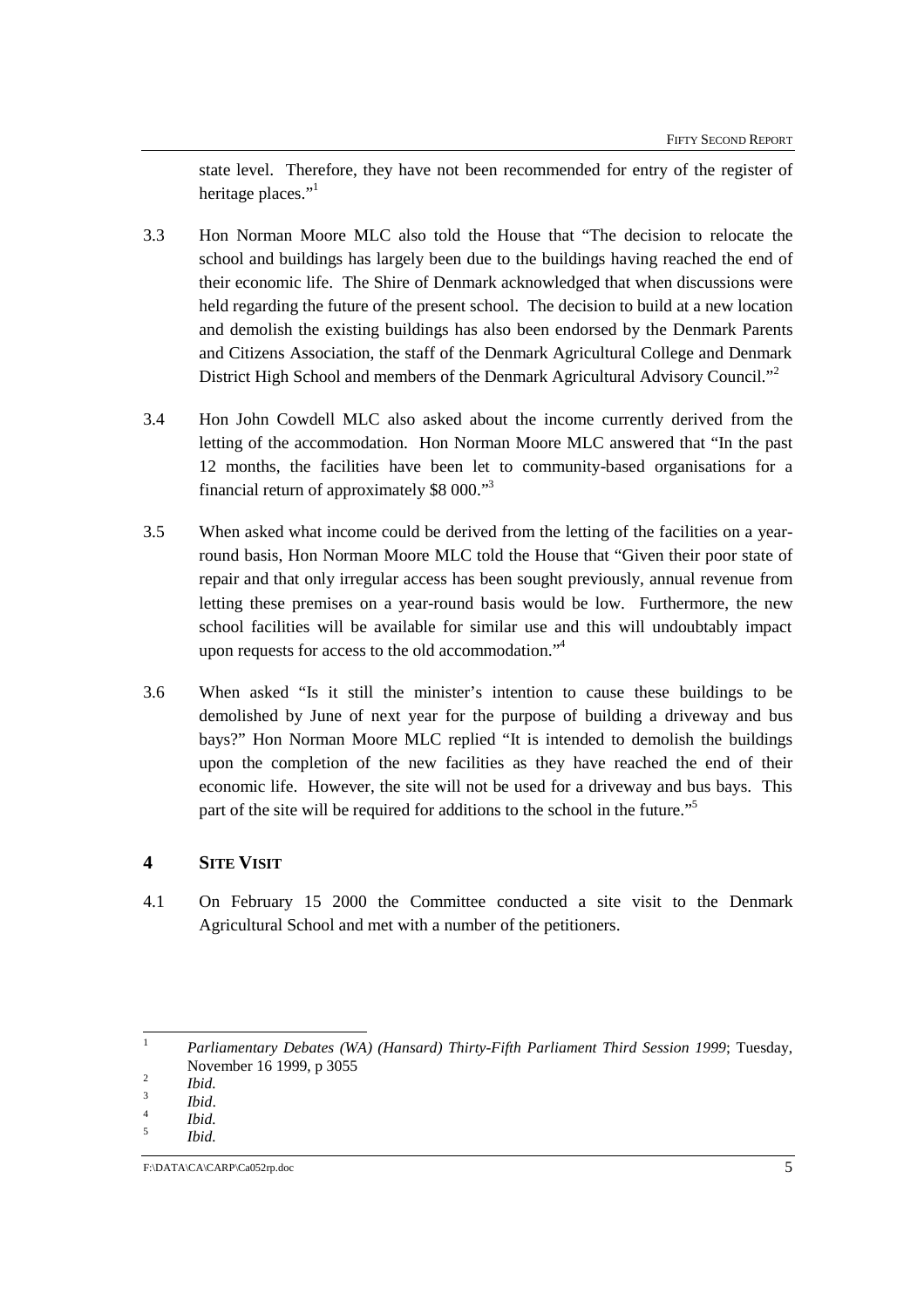state level. Therefore, they have not been recommended for entry of the register of heritage places."[1]

3.3 Hon Norman Moore MLC also told the House that "The decision to relocate the school and buildings has largely been due to the buildings having reached the end of their economic life. The Shire of Denmark acknowledged that when discussions were held regarding the future of the present school. The decision to build at a new location and demolish the existing buildings has also been endorsed by the Denmark Parents and Citizens Association, the staff of the Denmark Agricultural College and Denmark District High School and members of the Denmark Agricultural Advisory Council."[2]

3.4 Hon John Cowdell MLC also asked about the income currently derived from the letting of the accommodation. Hon Norman Moore MLC answered that "In the past 12 months, the facilities have been let to community-based organisations for a financial return of approximately $8 000."[3]

3.5 When asked what income could be derived from the letting of the facilities on a year-round basis, Hon Norman Moore MLC told the House that "Given their poor state of repair and that only irregular access has been sought previously, annual revenue from letting these premises on a year-round basis would be low. Furthermore, the new school facilities will be available for similar use and this will undoubtably impact upon requests for access to the old accommodation."[4]

3.6 When asked "Is it still the minister's intention to cause these buildings to be demolished by June of next year for the purpose of building a driveway and bus bays?" Hon Norman Moore MLC replied "It is intended to demolish the buildings upon the completion of the new facilities as they have reached the end of their economic life. However, the site will not be used for a driveway and bus bays. This part of the site will be required for additions to the school in the future."[5]

## 4 SITE VISIT

4.1 On February 15 2000 the Committee conducted a site visit to the Denmark Agricultural School and met with a number of the petitioners.

---

[1] *Parliamentary Debates (WA) (Hansard) Thirty-Fifth Parliament Third Session 1999*; Tuesday, November 16 1999, p 3055

[2] *Ibid.*

[3] *Ibid*.

[4] *Ibid.*

[5] *Ibid.*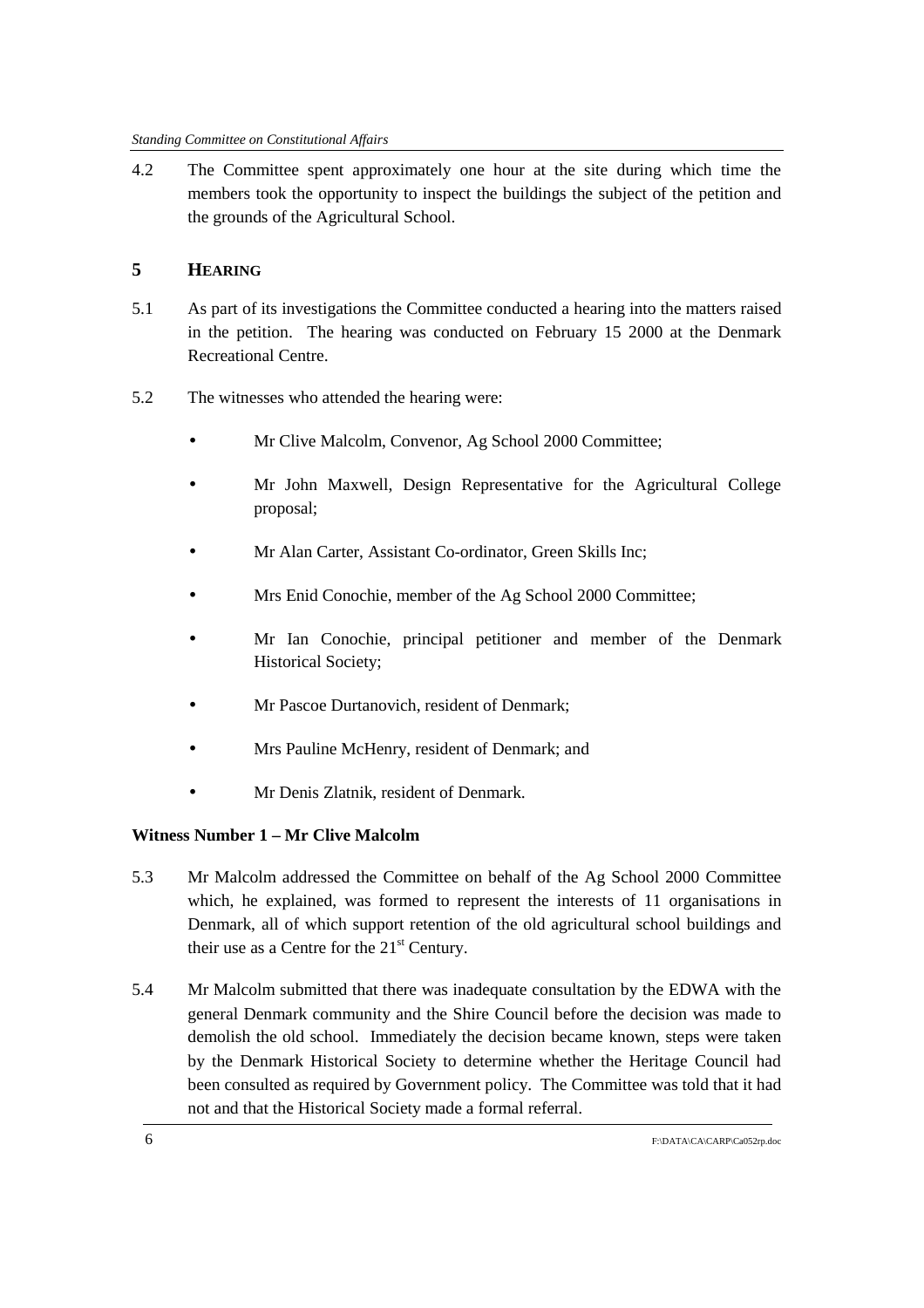4.2 The Committee spent approximately one hour at the site during which time the members took the opportunity to inspect the buildings the subject of the petition and the grounds of the Agricultural School.

## 5 HEARING

5.1 As part of its investigations the Committee conducted a hearing into the matters raised in the petition. The hearing was conducted on February 15 2000 at the Denmark Recreational Centre.

5.2 The witnesses who attended the hearing were:

- Mr Clive Malcolm, Convenor, Ag School 2000 Committee;
- Mr John Maxwell, Design Representative for the Agricultural College proposal;
- Mr Alan Carter, Assistant Co-ordinator, Green Skills Inc;
- Mrs Enid Conochie, member of the Ag School 2000 Committee;
- Mr Ian Conochie, principal petitioner and member of the Denmark Historical Society;
- Mr Pascoe Durtanovich, resident of Denmark;
- Mrs Pauline McHenry, resident of Denmark; and
- Mr Denis Zlatnik, resident of Denmark.

**Witness Number 1 – Mr Clive Malcolm**

5.3 Mr Malcolm addressed the Committee on behalf of the Ag School 2000 Committee which, he explained, was formed to represent the interests of 11 organisations in Denmark, all of which support retention of the old agricultural school buildings and their use as a Centre for the 21st Century.

5.4 Mr Malcolm submitted that there was inadequate consultation by the EDWA with the general Denmark community and the Shire Council before the decision was made to demolish the old school. Immediately the decision became known, steps were taken by the Denmark Historical Society to determine whether the Heritage Council had been consulted as required by Government policy. The Committee was told that it had not and that the Historical Society made a formal referral.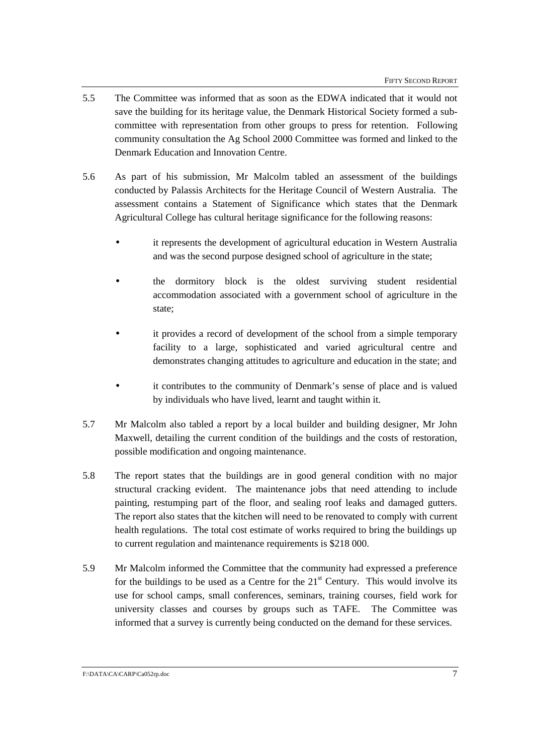5.5 The Committee was informed that as soon as the EDWA indicated that it would not save the building for its heritage value, the Denmark Historical Society formed a sub-committee with representation from other groups to press for retention. Following community consultation the Ag School 2000 Committee was formed and linked to the Denmark Education and Innovation Centre.

5.6 As part of his submission, Mr Malcolm tabled an assessment of the buildings conducted by Palassis Architects for the Heritage Council of Western Australia. The assessment contains a Statement of Significance which states that the Denmark Agricultural College has cultural heritage significance for the following reasons:

- it represents the development of agricultural education in Western Australia and was the second purpose designed school of agriculture in the state;
- the dormitory block is the oldest surviving student residential accommodation associated with a government school of agriculture in the state;
- it provides a record of development of the school from a simple temporary facility to a large, sophisticated and varied agricultural centre and demonstrates changing attitudes to agriculture and education in the state; and
- it contributes to the community of Denmark's sense of place and is valued by individuals who have lived, learnt and taught within it.

5.7 Mr Malcolm also tabled a report by a local builder and building designer, Mr John Maxwell, detailing the current condition of the buildings and the costs of restoration, possible modification and ongoing maintenance.

5.8 The report states that the buildings are in good general condition with no major structural cracking evident. The maintenance jobs that need attending to include painting, restumping part of the floor, and sealing roof leaks and damaged gutters. The report also states that the kitchen will need to be renovated to comply with current health regulations. The total cost estimate of works required to bring the buildings up to current regulation and maintenance requirements is $218 000.

5.9 Mr Malcolm informed the Committee that the community had expressed a preference for the buildings to be used as a Centre for the 21st Century. This would involve its use for school camps, small conferences, seminars, training courses, field work for university classes and courses by groups such as TAFE. The Committee was informed that a survey is currently being conducted on the demand for these services.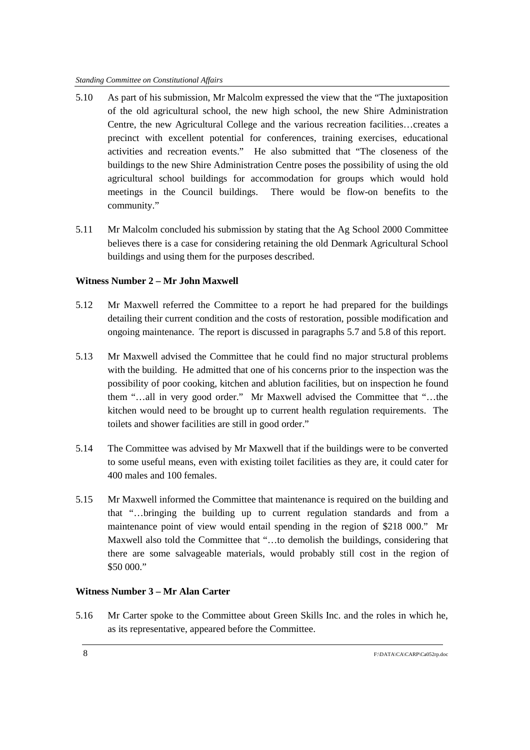5.10 As part of his submission, Mr Malcolm expressed the view that the "The juxtaposition of the old agricultural school, the new high school, the new Shire Administration Centre, the new Agricultural College and the various recreation facilities…creates a precinct with excellent potential for conferences, training exercises, educational activities and recreation events." He also submitted that "The closeness of the buildings to the new Shire Administration Centre poses the possibility of using the old agricultural school buildings for accommodation for groups which would hold meetings in the Council buildings. There would be flow-on benefits to the community."

5.11 Mr Malcolm concluded his submission by stating that the Ag School 2000 Committee believes there is a case for considering retaining the old Denmark Agricultural School buildings and using them for the purposes described.

**Witness Number 2 – Mr John Maxwell**

5.12 Mr Maxwell referred the Committee to a report he had prepared for the buildings detailing their current condition and the costs of restoration, possible modification and ongoing maintenance. The report is discussed in paragraphs 5.7 and 5.8 of this report.

5.13 Mr Maxwell advised the Committee that he could find no major structural problems with the building. He admitted that one of his concerns prior to the inspection was the possibility of poor cooking, kitchen and ablution facilities, but on inspection he found them "…all in very good order." Mr Maxwell advised the Committee that "…the kitchen would need to be brought up to current health regulation requirements. The toilets and shower facilities are still in good order."

5.14 The Committee was advised by Mr Maxwell that if the buildings were to be converted to some useful means, even with existing toilet facilities as they are, it could cater for 400 males and 100 females.

5.15 Mr Maxwell informed the Committee that maintenance is required on the building and that "…bringing the building up to current regulation standards and from a maintenance point of view would entail spending in the region of $218 000." Mr Maxwell also told the Committee that "…to demolish the buildings, considering that there are some salvageable materials, would probably still cost in the region of $50 000."

**Witness Number 3 – Mr Alan Carter**

5.16 Mr Carter spoke to the Committee about Green Skills Inc. and the roles in which he, as its representative, appeared before the Committee.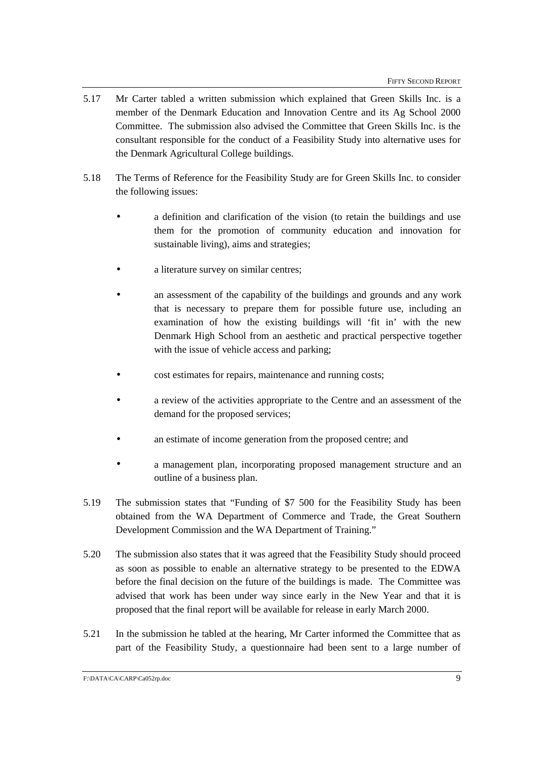5.17 Mr Carter tabled a written submission which explained that Green Skills Inc. is a member of the Denmark Education and Innovation Centre and its Ag School 2000 Committee. The submission also advised the Committee that Green Skills Inc. is the consultant responsible for the conduct of a Feasibility Study into alternative uses for the Denmark Agricultural College buildings.

5.18 The Terms of Reference for the Feasibility Study are for Green Skills Inc. to consider the following issues:

- a definition and clarification of the vision (to retain the buildings and use them for the promotion of community education and innovation for sustainable living), aims and strategies;
- a literature survey on similar centres;
- an assessment of the capability of the buildings and grounds and any work that is necessary to prepare them for possible future use, including an examination of how the existing buildings will 'fit in' with the new Denmark High School from an aesthetic and practical perspective together with the issue of vehicle access and parking;
- cost estimates for repairs, maintenance and running costs;
- a review of the activities appropriate to the Centre and an assessment of the demand for the proposed services;
- an estimate of income generation from the proposed centre; and
- a management plan, incorporating proposed management structure and an outline of a business plan.

5.19 The submission states that "Funding of $7 500 for the Feasibility Study has been obtained from the WA Department of Commerce and Trade, the Great Southern Development Commission and the WA Department of Training."

5.20 The submission also states that it was agreed that the Feasibility Study should proceed as soon as possible to enable an alternative strategy to be presented to the EDWA before the final decision on the future of the buildings is made. The Committee was advised that work has been under way since early in the New Year and that it is proposed that the final report will be available for release in early March 2000.

5.21 In the submission he tabled at the hearing, Mr Carter informed the Committee that as part of the Feasibility Study, a questionnaire had been sent to a large number of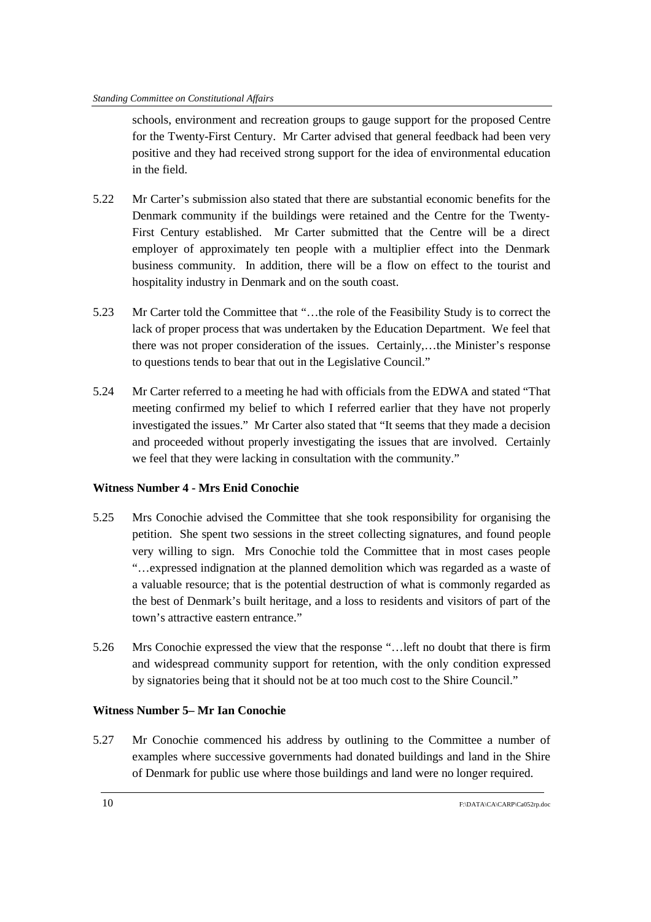schools, environment and recreation groups to gauge support for the proposed Centre for the Twenty-First Century. Mr Carter advised that general feedback had been very positive and they had received strong support for the idea of environmental education in the field.

5.22 Mr Carter's submission also stated that there are substantial economic benefits for the Denmark community if the buildings were retained and the Centre for the Twenty-First Century established. Mr Carter submitted that the Centre will be a direct employer of approximately ten people with a multiplier effect into the Denmark business community. In addition, there will be a flow on effect to the tourist and hospitality industry in Denmark and on the south coast.

5.23 Mr Carter told the Committee that "…the role of the Feasibility Study is to correct the lack of proper process that was undertaken by the Education Department. We feel that there was not proper consideration of the issues. Certainly,…the Minister's response to questions tends to bear that out in the Legislative Council."

5.24 Mr Carter referred to a meeting he had with officials from the EDWA and stated "That meeting confirmed my belief to which I referred earlier that they have not properly investigated the issues." Mr Carter also stated that "It seems that they made a decision and proceeded without properly investigating the issues that are involved. Certainly we feel that they were lacking in consultation with the community."

**Witness Number 4 - Mrs Enid Conochie**

5.25 Mrs Conochie advised the Committee that she took responsibility for organising the petition. She spent two sessions in the street collecting signatures, and found people very willing to sign. Mrs Conochie told the Committee that in most cases people "…expressed indignation at the planned demolition which was regarded as a waste of a valuable resource; that is the potential destruction of what is commonly regarded as the best of Denmark's built heritage, and a loss to residents and visitors of part of the town's attractive eastern entrance."

5.26 Mrs Conochie expressed the view that the response "…left no doubt that there is firm and widespread community support for retention, with the only condition expressed by signatories being that it should not be at too much cost to the Shire Council."

**Witness Number 5– Mr Ian Conochie**

5.27 Mr Conochie commenced his address by outlining to the Committee a number of examples where successive governments had donated buildings and land in the Shire of Denmark for public use where those buildings and land were no longer required.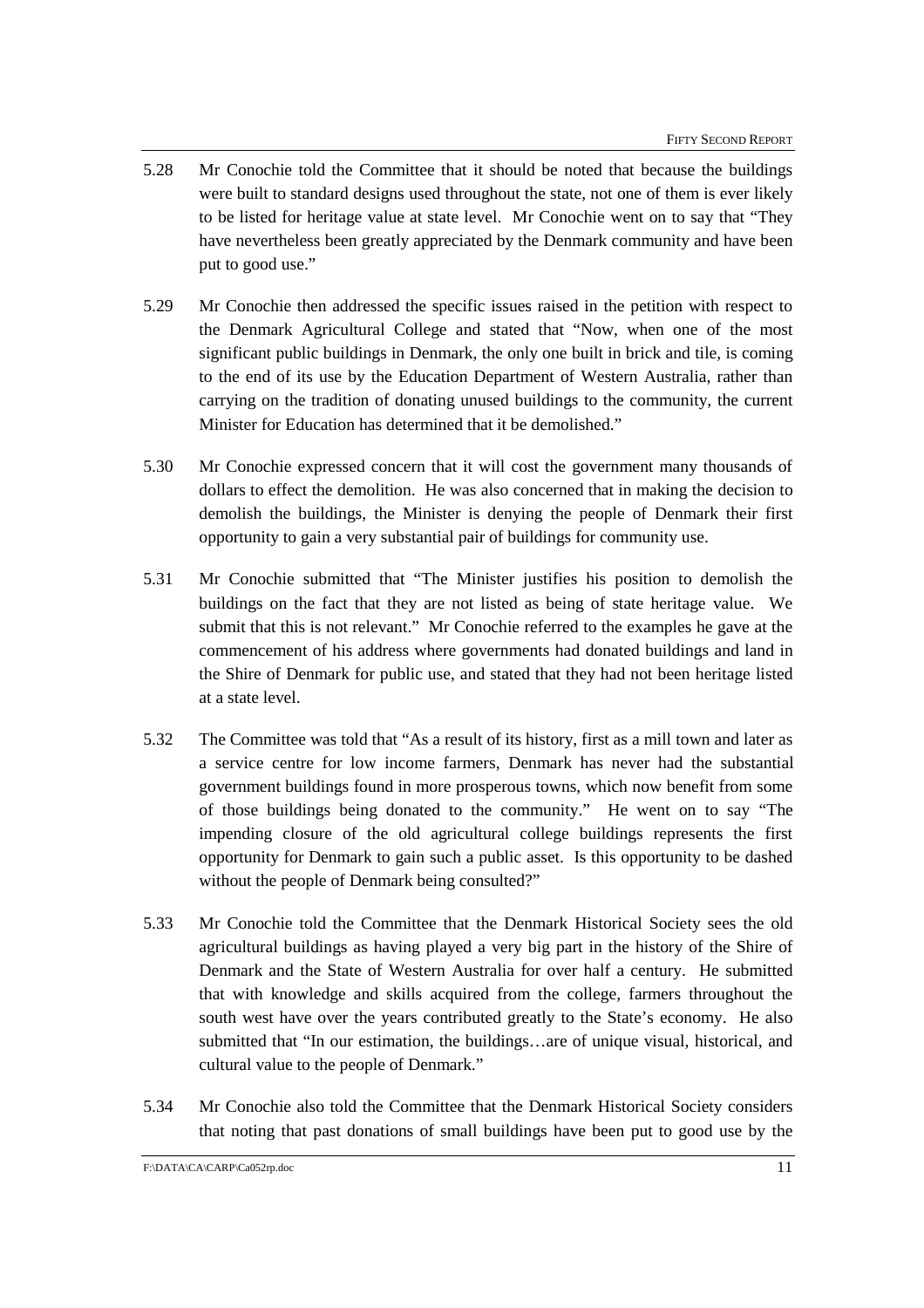5.28 Mr Conochie told the Committee that it should be noted that because the buildings were built to standard designs used throughout the state, not one of them is ever likely to be listed for heritage value at state level. Mr Conochie went on to say that "They have nevertheless been greatly appreciated by the Denmark community and have been put to good use."

5.29 Mr Conochie then addressed the specific issues raised in the petition with respect to the Denmark Agricultural College and stated that "Now, when one of the most significant public buildings in Denmark, the only one built in brick and tile, is coming to the end of its use by the Education Department of Western Australia, rather than carrying on the tradition of donating unused buildings to the community, the current Minister for Education has determined that it be demolished."

5.30 Mr Conochie expressed concern that it will cost the government many thousands of dollars to effect the demolition. He was also concerned that in making the decision to demolish the buildings, the Minister is denying the people of Denmark their first opportunity to gain a very substantial pair of buildings for community use.

5.31 Mr Conochie submitted that "The Minister justifies his position to demolish the buildings on the fact that they are not listed as being of state heritage value. We submit that this is not relevant." Mr Conochie referred to the examples he gave at the commencement of his address where governments had donated buildings and land in the Shire of Denmark for public use, and stated that they had not been heritage listed at a state level.

5.32 The Committee was told that "As a result of its history, first as a mill town and later as a service centre for low income farmers, Denmark has never had the substantial government buildings found in more prosperous towns, which now benefit from some of those buildings being donated to the community." He went on to say "The impending closure of the old agricultural college buildings represents the first opportunity for Denmark to gain such a public asset. Is this opportunity to be dashed without the people of Denmark being consulted?"

5.33 Mr Conochie told the Committee that the Denmark Historical Society sees the old agricultural buildings as having played a very big part in the history of the Shire of Denmark and the State of Western Australia for over half a century. He submitted that with knowledge and skills acquired from the college, farmers throughout the south west have over the years contributed greatly to the State's economy. He also submitted that "In our estimation, the buildings…are of unique visual, historical, and cultural value to the people of Denmark."

5.34 Mr Conochie also told the Committee that the Denmark Historical Society considers that noting that past donations of small buildings have been put to good use by the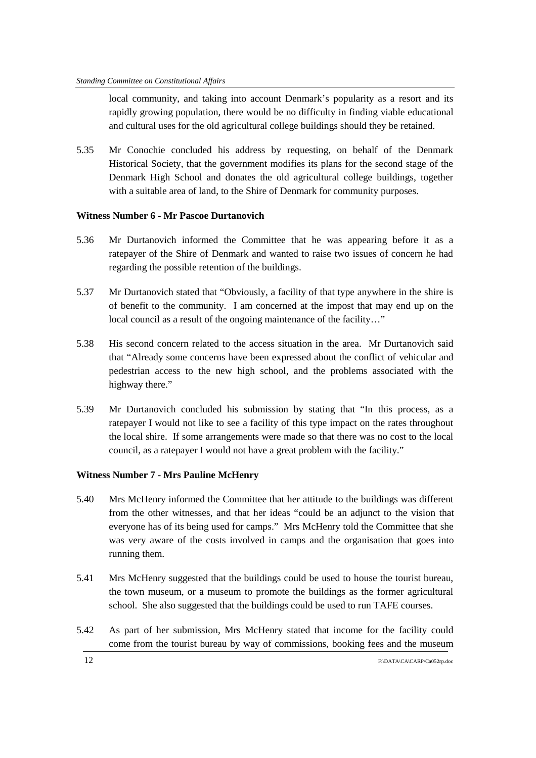local community, and taking into account Denmark's popularity as a resort and its rapidly growing population, there would be no difficulty in finding viable educational and cultural uses for the old agricultural college buildings should they be retained.

5.35 Mr Conochie concluded his address by requesting, on behalf of the Denmark Historical Society, that the government modifies its plans for the second stage of the Denmark High School and donates the old agricultural college buildings, together with a suitable area of land, to the Shire of Denmark for community purposes.

**Witness Number 6 - Mr Pascoe Durtanovich**

5.36 Mr Durtanovich informed the Committee that he was appearing before it as a ratepayer of the Shire of Denmark and wanted to raise two issues of concern he had regarding the possible retention of the buildings.

5.37 Mr Durtanovich stated that "Obviously, a facility of that type anywhere in the shire is of benefit to the community. I am concerned at the impost that may end up on the local council as a result of the ongoing maintenance of the facility…"

5.38 His second concern related to the access situation in the area. Mr Durtanovich said that "Already some concerns have been expressed about the conflict of vehicular and pedestrian access to the new high school, and the problems associated with the highway there."

5.39 Mr Durtanovich concluded his submission by stating that "In this process, as a ratepayer I would not like to see a facility of this type impact on the rates throughout the local shire. If some arrangements were made so that there was no cost to the local council, as a ratepayer I would not have a great problem with the facility."

**Witness Number 7 - Mrs Pauline McHenry**

5.40 Mrs McHenry informed the Committee that her attitude to the buildings was different from the other witnesses, and that her ideas "could be an adjunct to the vision that everyone has of its being used for camps." Mrs McHenry told the Committee that she was very aware of the costs involved in camps and the organisation that goes into running them.

5.41 Mrs McHenry suggested that the buildings could be used to house the tourist bureau, the town museum, or a museum to promote the buildings as the former agricultural school. She also suggested that the buildings could be used to run TAFE courses.

5.42 As part of her submission, Mrs McHenry stated that income for the facility could come from the tourist bureau by way of commissions, booking fees and the museum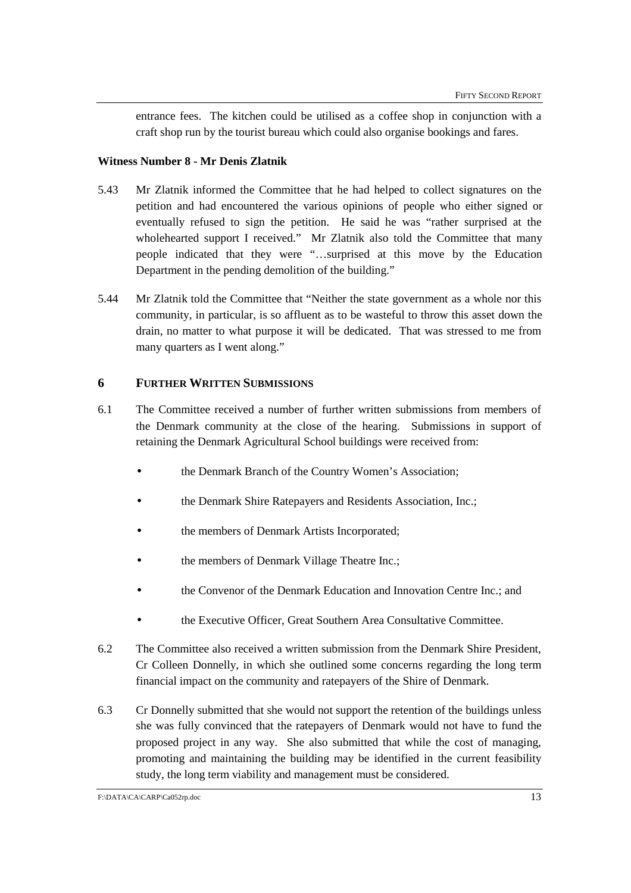entrance fees. The kitchen could be utilised as a coffee shop in conjunction with a craft shop run by the tourist bureau which could also organise bookings and fares.

**Witness Number 8 - Mr Denis Zlatnik**

5.43 Mr Zlatnik informed the Committee that he had helped to collect signatures on the petition and had encountered the various opinions of people who either signed or eventually refused to sign the petition. He said he was "rather surprised at the wholehearted support I received." Mr Zlatnik also told the Committee that many people indicated that they were "…surprised at this move by the Education Department in the pending demolition of the building."

5.44 Mr Zlatnik told the Committee that "Neither the state government as a whole nor this community, in particular, is so affluent as to be wasteful to throw this asset down the drain, no matter to what purpose it will be dedicated. That was stressed to me from many quarters as I went along."

## 6 FURTHER WRITTEN SUBMISSIONS

6.1 The Committee received a number of further written submissions from members of the Denmark community at the close of the hearing. Submissions in support of retaining the Denmark Agricultural School buildings were received from:

- the Denmark Branch of the Country Women's Association;
- the Denmark Shire Ratepayers and Residents Association, Inc.;
- the members of Denmark Artists Incorporated;
- the members of Denmark Village Theatre Inc.;
- the Convenor of the Denmark Education and Innovation Centre Inc.; and
- the Executive Officer, Great Southern Area Consultative Committee.

6.2 The Committee also received a written submission from the Denmark Shire President, Cr Colleen Donnelly, in which she outlined some concerns regarding the long term financial impact on the community and ratepayers of the Shire of Denmark.

6.3 Cr Donnelly submitted that she would not support the retention of the buildings unless she was fully convinced that the ratepayers of Denmark would not have to fund the proposed project in any way. She also submitted that while the cost of managing, promoting and maintaining the building may be identified in the current feasibility study, the long term viability and management must be considered.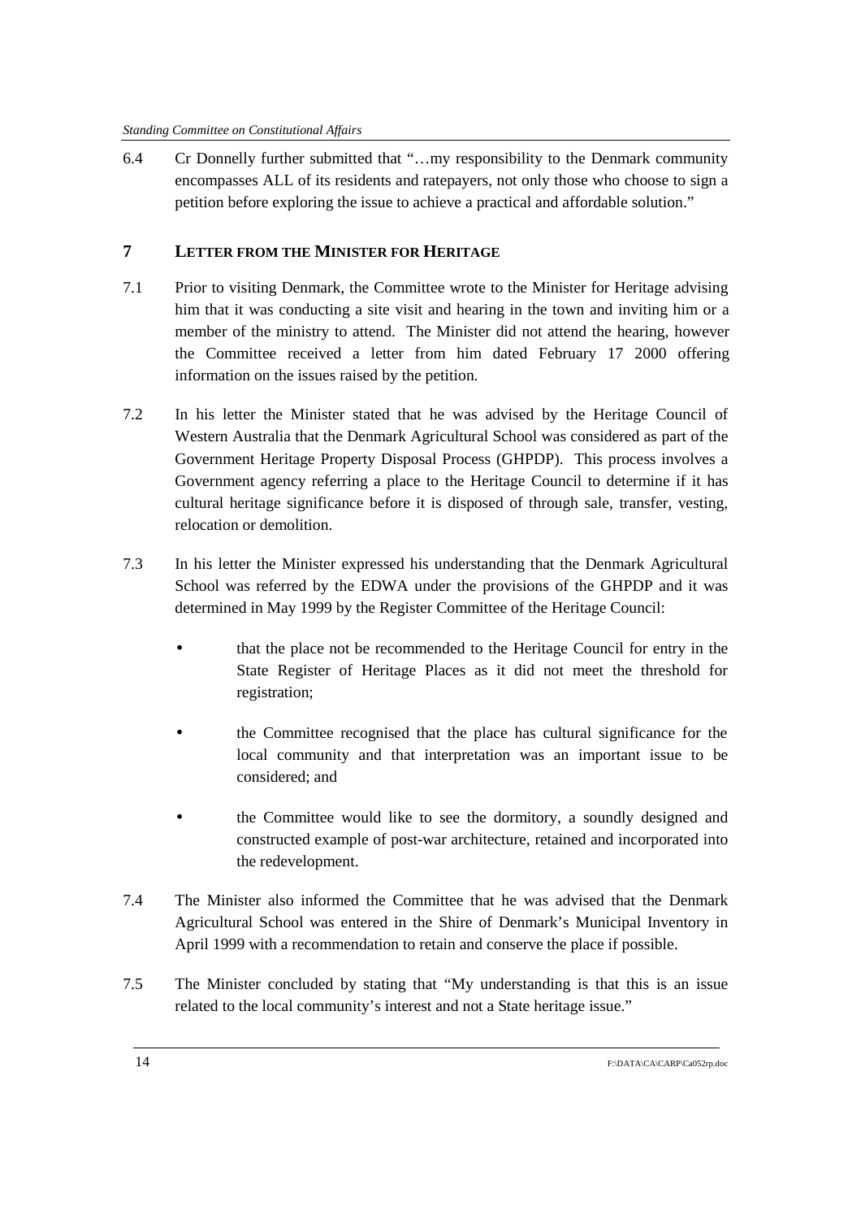6.4 Cr Donnelly further submitted that "…my responsibility to the Denmark community encompasses ALL of its residents and ratepayers, not only those who choose to sign a petition before exploring the issue to achieve a practical and affordable solution."

## 7 LETTER FROM THE MINISTER FOR HERITAGE

7.1 Prior to visiting Denmark, the Committee wrote to the Minister for Heritage advising him that it was conducting a site visit and hearing in the town and inviting him or a member of the ministry to attend. The Minister did not attend the hearing, however the Committee received a letter from him dated February 17 2000 offering information on the issues raised by the petition.

7.2 In his letter the Minister stated that he was advised by the Heritage Council of Western Australia that the Denmark Agricultural School was considered as part of the Government Heritage Property Disposal Process (GHPDP). This process involves a Government agency referring a place to the Heritage Council to determine if it has cultural heritage significance before it is disposed of through sale, transfer, vesting, relocation or demolition.

7.3 In his letter the Minister expressed his understanding that the Denmark Agricultural School was referred by the EDWA under the provisions of the GHPDP and it was determined in May 1999 by the Register Committee of the Heritage Council:

- that the place not be recommended to the Heritage Council for entry in the State Register of Heritage Places as it did not meet the threshold for registration;
- the Committee recognised that the place has cultural significance for the local community and that interpretation was an important issue to be considered; and
- the Committee would like to see the dormitory, a soundly designed and constructed example of post-war architecture, retained and incorporated into the redevelopment.

7.4 The Minister also informed the Committee that he was advised that the Denmark Agricultural School was entered in the Shire of Denmark's Municipal Inventory in April 1999 with a recommendation to retain and conserve the place if possible.

7.5 The Minister concluded by stating that "My understanding is that this is an issue related to the local community's interest and not a State heritage issue."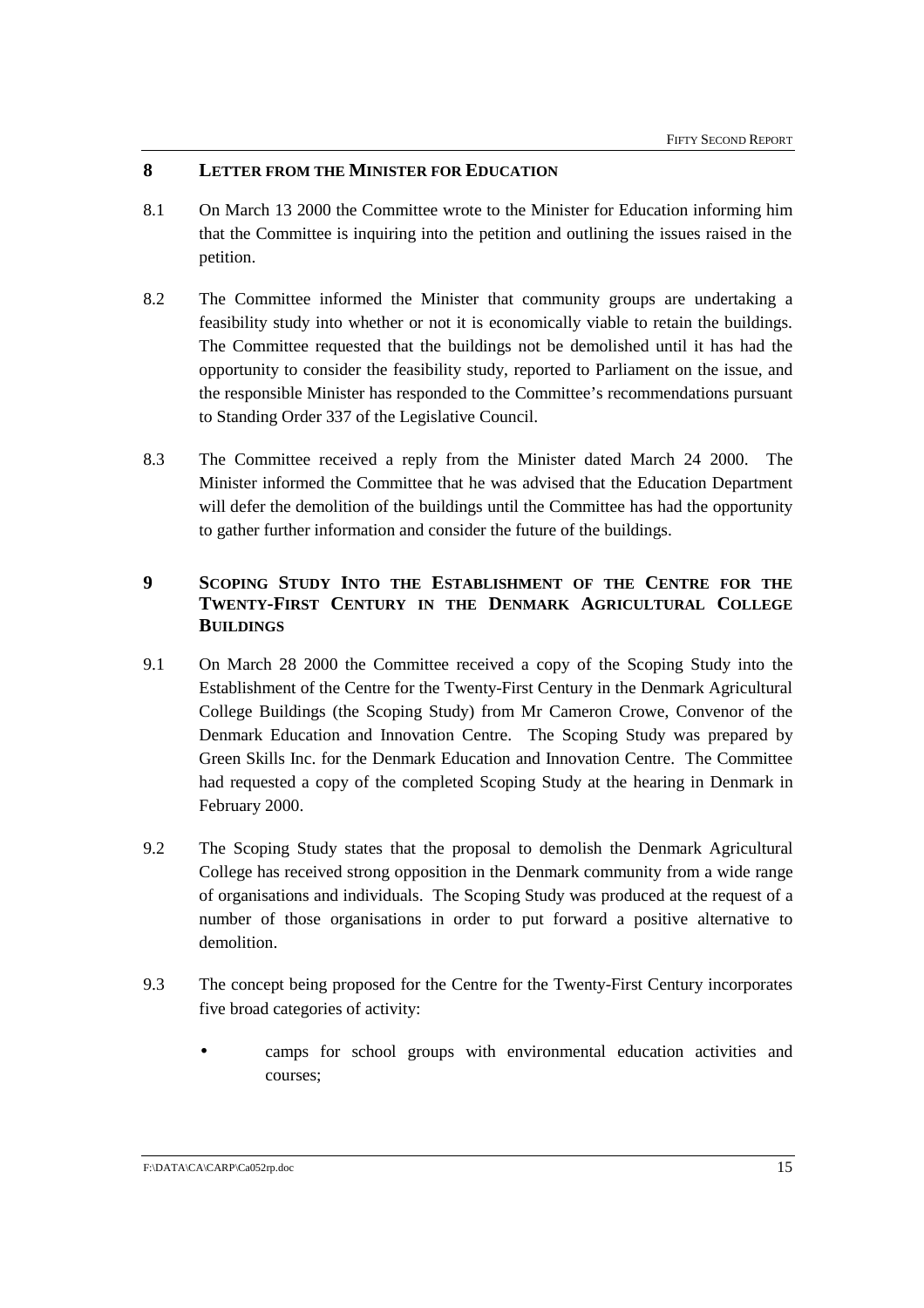## 8 LETTER FROM THE MINISTER FOR EDUCATION

8.1 On March 13 2000 the Committee wrote to the Minister for Education informing him that the Committee is inquiring into the petition and outlining the issues raised in the petition.

8.2 The Committee informed the Minister that community groups are undertaking a feasibility study into whether or not it is economically viable to retain the buildings. The Committee requested that the buildings not be demolished until it has had the opportunity to consider the feasibility study, reported to Parliament on the issue, and the responsible Minister has responded to the Committee's recommendations pursuant to Standing Order 337 of the Legislative Council.

8.3 The Committee received a reply from the Minister dated March 24 2000. The Minister informed the Committee that he was advised that the Education Department will defer the demolition of the buildings until the Committee has had the opportunity to gather further information and consider the future of the buildings.

## 9 SCOPING STUDY INTO THE ESTABLISHMENT OF THE CENTRE FOR THE TWENTY-FIRST CENTURY IN THE DENMARK AGRICULTURAL COLLEGE BUILDINGS

9.1 On March 28 2000 the Committee received a copy of the Scoping Study into the Establishment of the Centre for the Twenty-First Century in the Denmark Agricultural College Buildings (the Scoping Study) from Mr Cameron Crowe, Convenor of the Denmark Education and Innovation Centre. The Scoping Study was prepared by Green Skills Inc. for the Denmark Education and Innovation Centre. The Committee had requested a copy of the completed Scoping Study at the hearing in Denmark in February 2000.

9.2 The Scoping Study states that the proposal to demolish the Denmark Agricultural College has received strong opposition in the Denmark community from a wide range of organisations and individuals. The Scoping Study was produced at the request of a number of those organisations in order to put forward a positive alternative to demolition.

9.3 The concept being proposed for the Centre for the Twenty-First Century incorporates five broad categories of activity:

- camps for school groups with environmental education activities and courses;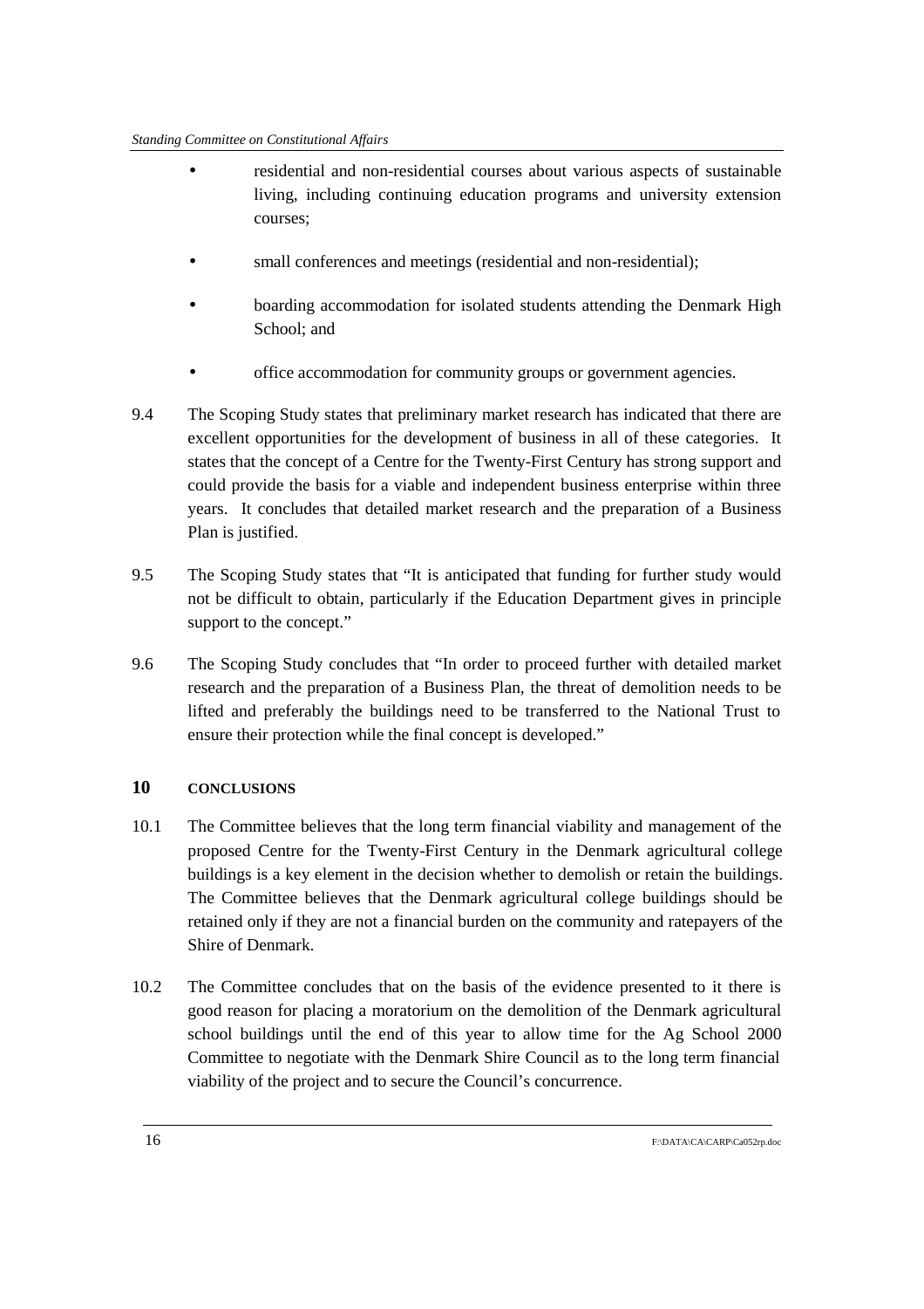- residential and non-residential courses about various aspects of sustainable living, including continuing education programs and university extension courses;
- small conferences and meetings (residential and non-residential);
- boarding accommodation for isolated students attending the Denmark High School; and
- office accommodation for community groups or government agencies.

9.4 The Scoping Study states that preliminary market research has indicated that there are excellent opportunities for the development of business in all of these categories. It states that the concept of a Centre for the Twenty-First Century has strong support and could provide the basis for a viable and independent business enterprise within three years. It concludes that detailed market research and the preparation of a Business Plan is justified.

9.5 The Scoping Study states that "It is anticipated that funding for further study would not be difficult to obtain, particularly if the Education Department gives in principle support to the concept."

9.6 The Scoping Study concludes that "In order to proceed further with detailed market research and the preparation of a Business Plan, the threat of demolition needs to be lifted and preferably the buildings need to be transferred to the National Trust to ensure their protection while the final concept is developed."

## 10 CONCLUSIONS

10.1 The Committee believes that the long term financial viability and management of the proposed Centre for the Twenty-First Century in the Denmark agricultural college buildings is a key element in the decision whether to demolish or retain the buildings. The Committee believes that the Denmark agricultural college buildings should be retained only if they are not a financial burden on the community and ratepayers of the Shire of Denmark.

10.2 The Committee concludes that on the basis of the evidence presented to it there is good reason for placing a moratorium on the demolition of the Denmark agricultural school buildings until the end of this year to allow time for the Ag School 2000 Committee to negotiate with the Denmark Shire Council as to the long term financial viability of the project and to secure the Council's concurrence.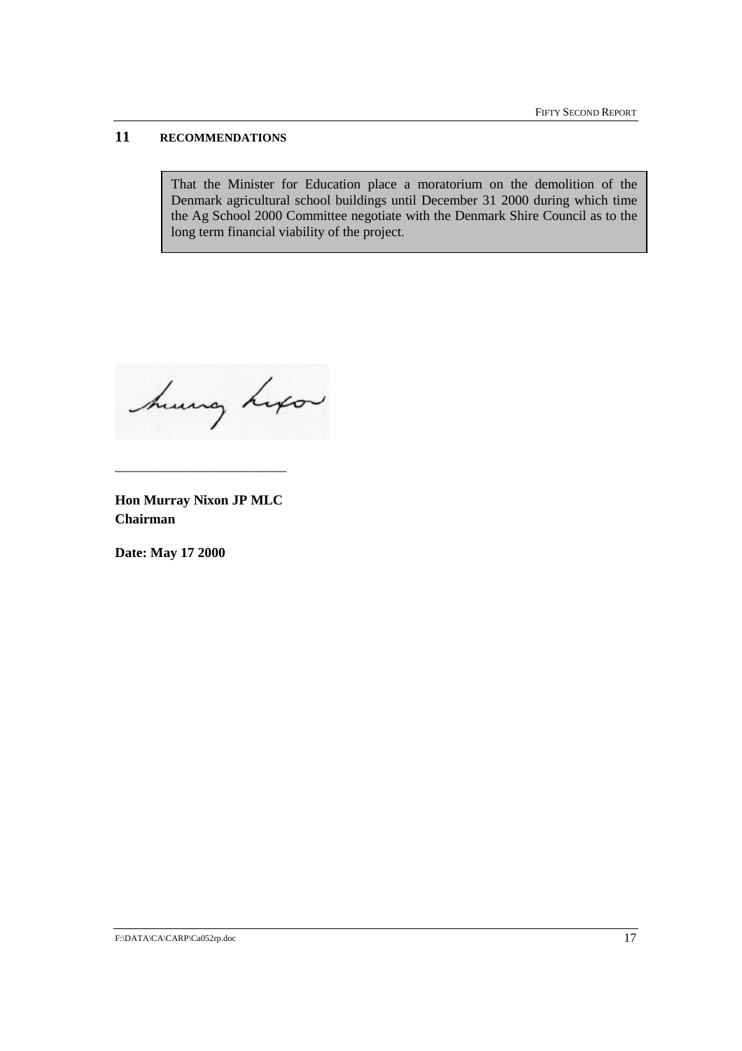## 11 RECOMMENDATIONS

> That the Minister for Education place a moratorium on the demolition of the Denmark agricultural school buildings until December 31 2000 during which time the Ag School 2000 Committee negotiate with the Denmark Shire Council as to the long term financial viability of the project.

\_\_\_\_\_\_\_\_\_\_\_\_\_\_\_\_\_\_\_\_\_\_\_\_\_\_

**Hon Murray Nixon JP MLC**
**Chairman**

**Date: May 17 2000**